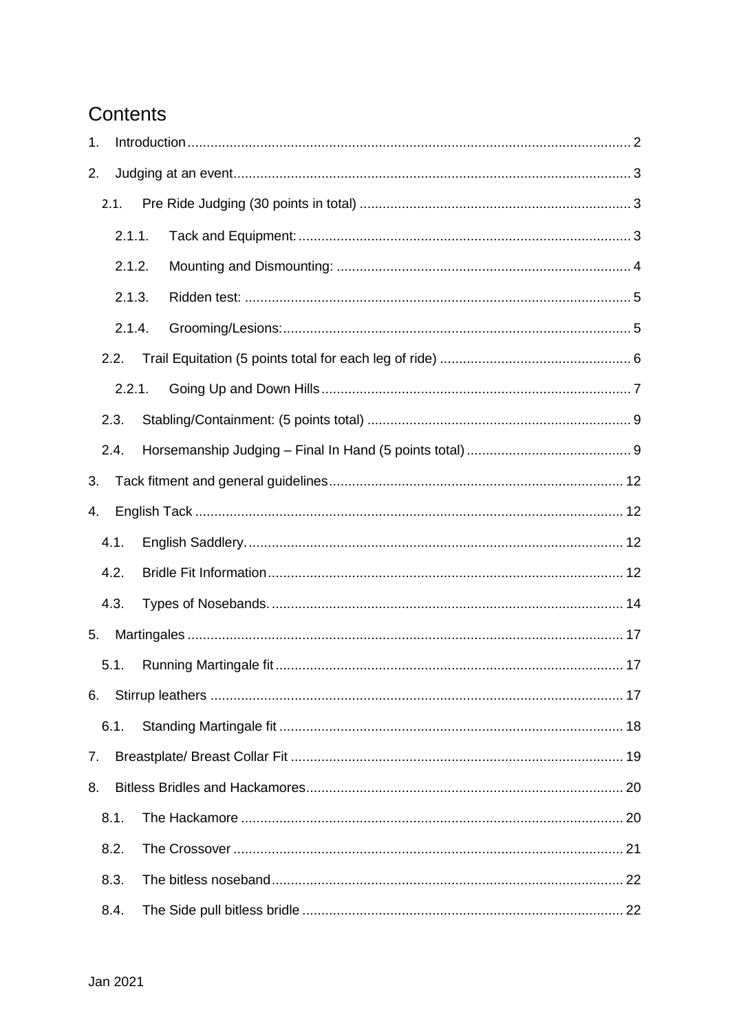# Contents

1. Introduction ..... 2
2. Judging at an event ..... 3
   - 2.1. Pre Ride Judging (30 points in total) ..... 3
     - 2.1.1. Tack and Equipment: ..... 3
     - 2.1.2. Mounting and Dismounting: ..... 4
     - 2.1.3. Ridden test: ..... 5
     - 2.1.4. Grooming/Lesions: ..... 5
   - 2.2. Trail Equitation (5 points total for each leg of ride) ..... 6
     - 2.2.1. Going Up and Down Hills ..... 7
   - 2.3. Stabling/Containment: (5 points total) ..... 9
   - 2.4. Horsemanship Judging – Final In Hand (5 points total) ..... 9
3. Tack fitment and general guidelines ..... 12
4. English Tack ..... 12
   - 4.1. English Saddlery. ..... 12
   - 4.2. Bridle Fit Information ..... 12
   - 4.3. Types of Nosebands. ..... 14
5. Martingales ..... 17
   - 5.1. Running Martingale fit ..... 17
6. Stirrup leathers ..... 17
   - 6.1. Standing Martingale fit ..... 18
7. Breastplate/ Breast Collar Fit ..... 19
8. Bitless Bridles and Hackamores ..... 20
   - 8.1. The Hackamore ..... 20
   - 8.2. The Crossover ..... 21
   - 8.3. The bitless noseband ..... 22
   - 8.4. The Side pull bitless bridle ..... 22

Jan 2021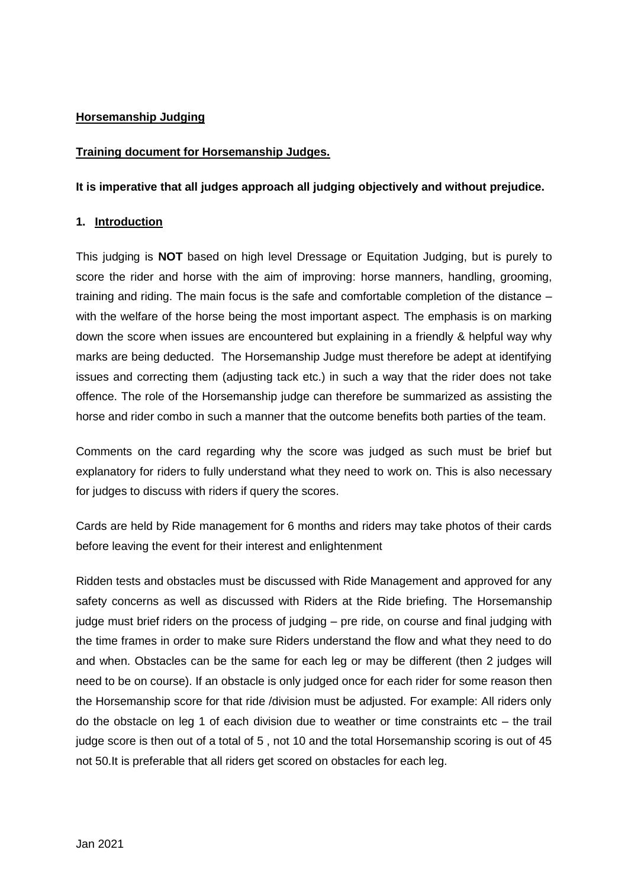**Horsemanship Judging**

**Training document for Horsemanship Judges.**

**It is imperative that all judges approach all judging objectively and without prejudice.**

## 1. Introduction

This judging is **NOT** based on high level Dressage or Equitation Judging, but is purely to score the rider and horse with the aim of improving: horse manners, handling, grooming, training and riding. The main focus is the safe and comfortable completion of the distance – with the welfare of the horse being the most important aspect. The emphasis is on marking down the score when issues are encountered but explaining in a friendly & helpful way why marks are being deducted. The Horsemanship Judge must therefore be adept at identifying issues and correcting them (adjusting tack etc.) in such a way that the rider does not take offence. The role of the Horsemanship judge can therefore be summarized as assisting the horse and rider combo in such a manner that the outcome benefits both parties of the team.

Comments on the card regarding why the score was judged as such must be brief but explanatory for riders to fully understand what they need to work on. This is also necessary for judges to discuss with riders if query the scores.

Cards are held by Ride management for 6 months and riders may take photos of their cards before leaving the event for their interest and enlightenment

Ridden tests and obstacles must be discussed with Ride Management and approved for any safety concerns as well as discussed with Riders at the Ride briefing. The Horsemanship judge must brief riders on the process of judging – pre ride, on course and final judging with the time frames in order to make sure Riders understand the flow and what they need to do and when. Obstacles can be the same for each leg or may be different (then 2 judges will need to be on course). If an obstacle is only judged once for each rider for some reason then the Horsemanship score for that ride /division must be adjusted. For example: All riders only do the obstacle on leg 1 of each division due to weather or time constraints etc – the trail judge score is then out of a total of 5 , not 10 and the total Horsemanship scoring is out of 45 not 50.It is preferable that all riders get scored on obstacles for each leg.

Jan 2021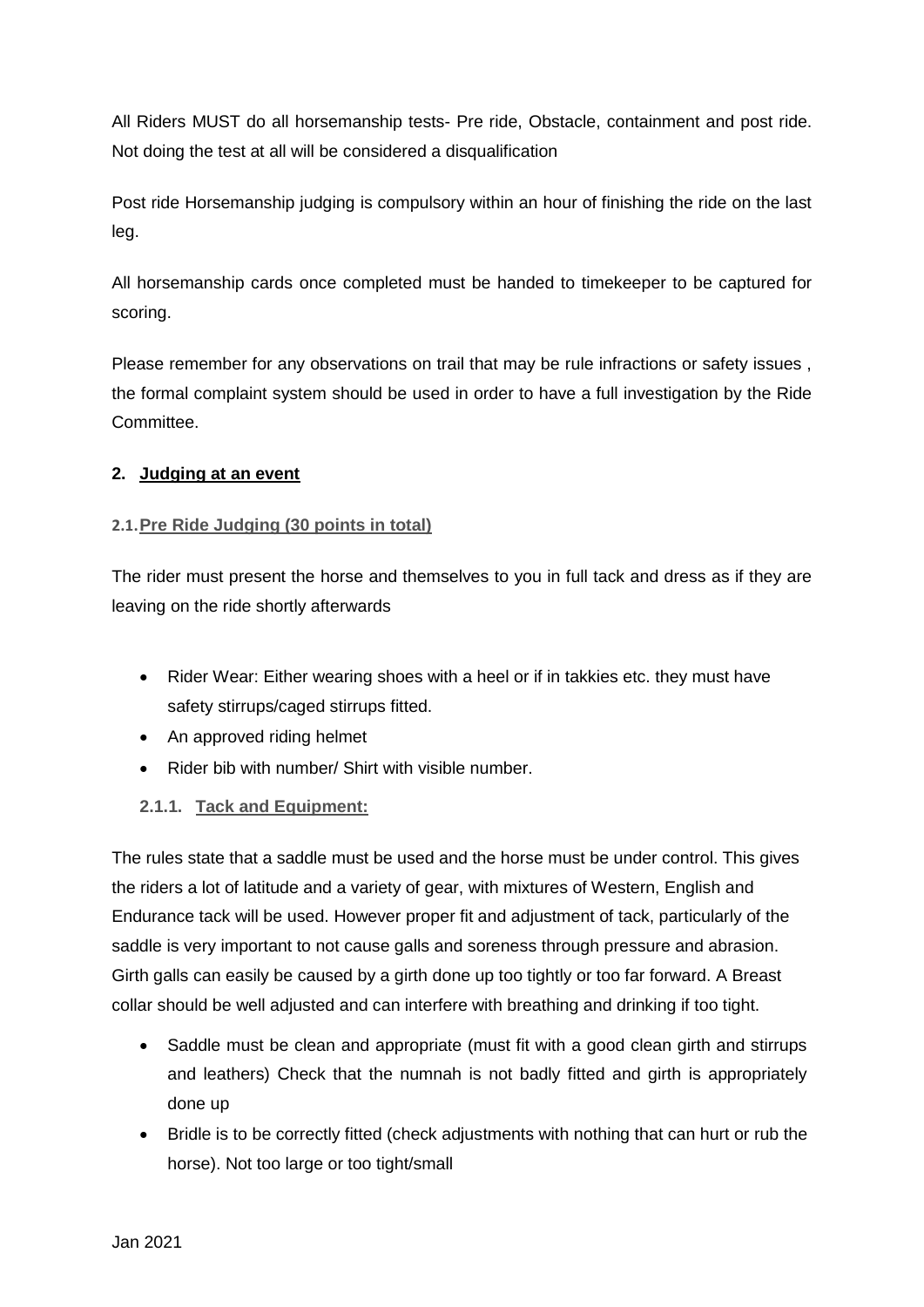All Riders MUST do all horsemanship tests- Pre ride, Obstacle, containment and post ride. Not doing the test at all will be considered a disqualification

Post ride Horsemanship judging is compulsory within an hour of finishing the ride on the last leg.

All horsemanship cards once completed must be handed to timekeeper to be captured for scoring.

Please remember for any observations on trail that may be rule infractions or safety issues , the formal complaint system should be used in order to have a full investigation by the Ride Committee.

## 2. Judging at an event

### 2.1. Pre Ride Judging (30 points in total)

The rider must present the horse and themselves to you in full tack and dress as if they are leaving on the ride shortly afterwards

- Rider Wear: Either wearing shoes with a heel or if in takkies etc. they must have safety stirrups/caged stirrups fitted.
- An approved riding helmet
- Rider bib with number/ Shirt with visible number.

#### 2.1.1. Tack and Equipment:

The rules state that a saddle must be used and the horse must be under control. This gives the riders a lot of latitude and a variety of gear, with mixtures of Western, English and Endurance tack will be used. However proper fit and adjustment of tack, particularly of the saddle is very important to not cause galls and soreness through pressure and abrasion. Girth galls can easily be caused by a girth done up too tightly or too far forward. A Breast collar should be well adjusted and can interfere with breathing and drinking if too tight.

- Saddle must be clean and appropriate (must fit with a good clean girth and stirrups and leathers) Check that the numnah is not badly fitted and girth is appropriately done up
- Bridle is to be correctly fitted (check adjustments with nothing that can hurt or rub the horse). Not too large or too tight/small

Jan 2021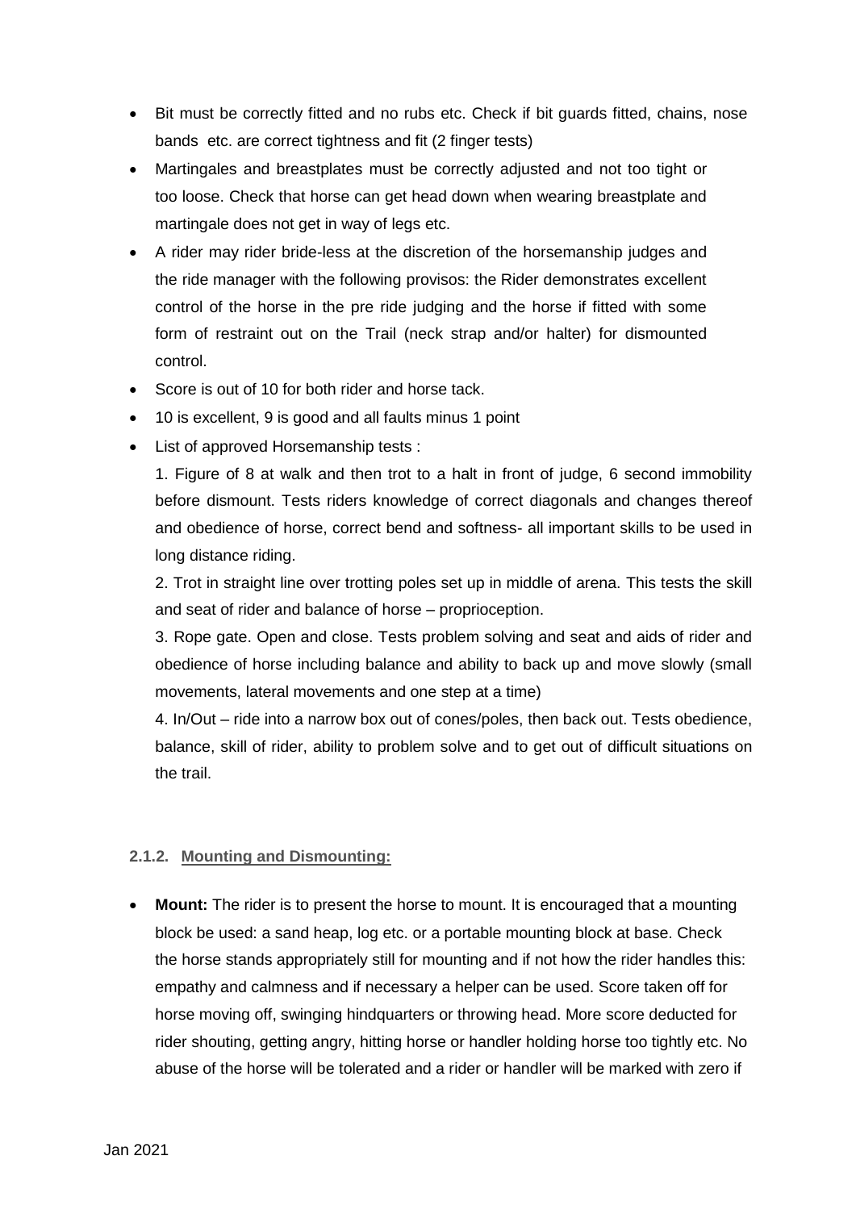- Bit must be correctly fitted and no rubs etc. Check if bit guards fitted, chains, nose bands etc. are correct tightness and fit (2 finger tests)
- Martingales and breastplates must be correctly adjusted and not too tight or too loose. Check that horse can get head down when wearing breastplate and martingale does not get in way of legs etc.
- A rider may rider bride-less at the discretion of the horsemanship judges and the ride manager with the following provisos: the Rider demonstrates excellent control of the horse in the pre ride judging and the horse if fitted with some form of restraint out on the Trail (neck strap and/or halter) for dismounted control.
- Score is out of 10 for both rider and horse tack.
- 10 is excellent, 9 is good and all faults minus 1 point
- List of approved Horsemanship tests :

  1. Figure of 8 at walk and then trot to a halt in front of judge, 6 second immobility before dismount. Tests riders knowledge of correct diagonals and changes thereof and obedience of horse, correct bend and softness- all important skills to be used in long distance riding.

  2. Trot in straight line over trotting poles set up in middle of arena. This tests the skill and seat of rider and balance of horse – proprioception.

  3. Rope gate. Open and close. Tests problem solving and seat and aids of rider and obedience of horse including balance and ability to back up and move slowly (small movements, lateral movements and one step at a time)

  4. In/Out – ride into a narrow box out of cones/poles, then back out. Tests obedience, balance, skill of rider, ability to problem solve and to get out of difficult situations on the trail.

#### 2.1.2. Mounting and Dismounting:

- **Mount:** The rider is to present the horse to mount. It is encouraged that a mounting block be used: a sand heap, log etc. or a portable mounting block at base. Check the horse stands appropriately still for mounting and if not how the rider handles this: empathy and calmness and if necessary a helper can be used. Score taken off for horse moving off, swinging hindquarters or throwing head. More score deducted for rider shouting, getting angry, hitting horse or handler holding horse too tightly etc. No abuse of the horse will be tolerated and a rider or handler will be marked with zero if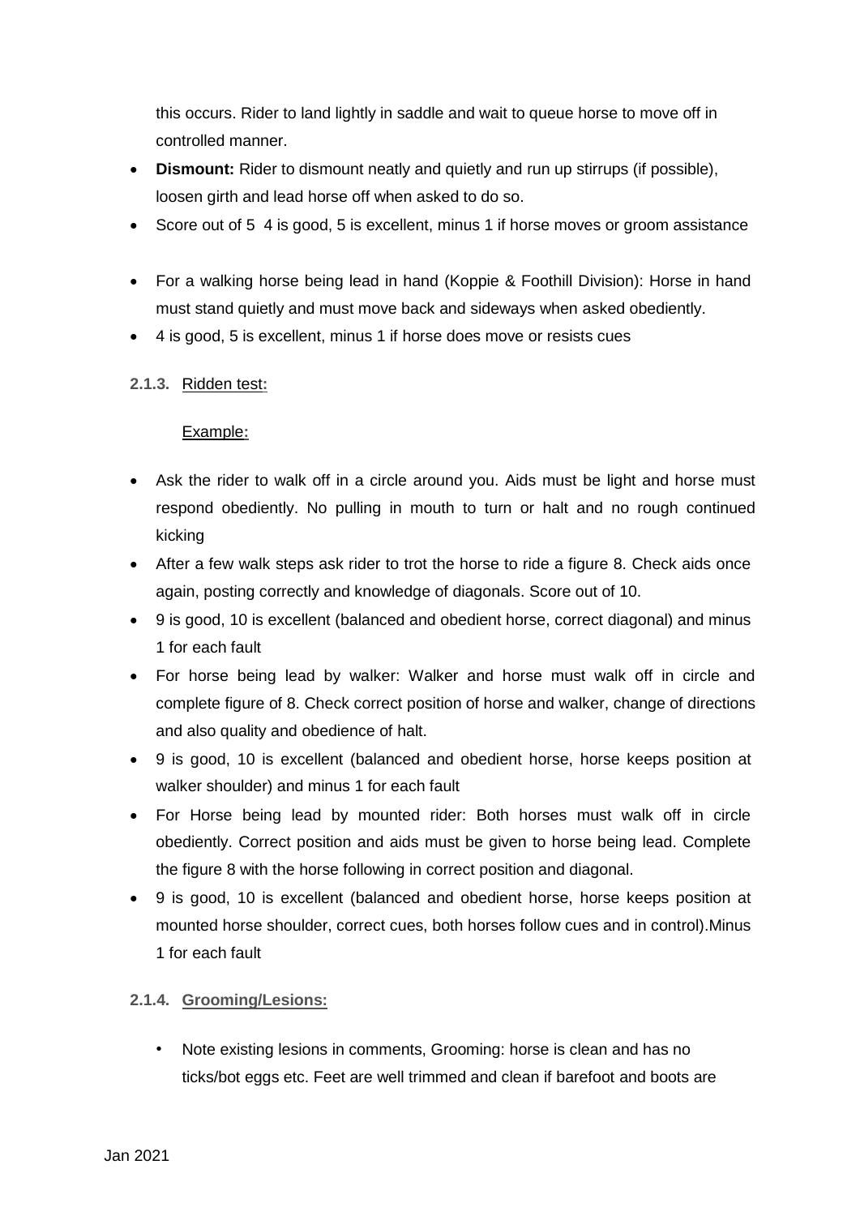this occurs. Rider to land lightly in saddle and wait to queue horse to move off in controlled manner.

- **Dismount:** Rider to dismount neatly and quietly and run up stirrups (if possible), loosen girth and lead horse off when asked to do so.
- Score out of 5  4 is good, 5 is excellent, minus 1 if horse moves or groom assistance

- For a walking horse being lead in hand (Koppie & Foothill Division): Horse in hand must stand quietly and must move back and sideways when asked obediently.
- 4 is good, 5 is excellent, minus 1 if horse does move or resists cues

#### 2.1.3. Ridden test:

Example:

- Ask the rider to walk off in a circle around you. Aids must be light and horse must respond obediently. No pulling in mouth to turn or halt and no rough continued kicking
- After a few walk steps ask rider to trot the horse to ride a figure 8. Check aids once again, posting correctly and knowledge of diagonals. Score out of 10.
- 9 is good, 10 is excellent (balanced and obedient horse, correct diagonal) and minus 1 for each fault
- For horse being lead by walker: Walker and horse must walk off in circle and complete figure of 8. Check correct position of horse and walker, change of directions and also quality and obedience of halt.
- 9 is good, 10 is excellent (balanced and obedient horse, horse keeps position at walker shoulder) and minus 1 for each fault
- For Horse being lead by mounted rider: Both horses must walk off in circle obediently. Correct position and aids must be given to horse being lead. Complete the figure 8 with the horse following in correct position and diagonal.
- 9 is good, 10 is excellent (balanced and obedient horse, horse keeps position at mounted horse shoulder, correct cues, both horses follow cues and in control).Minus 1 for each fault

#### 2.1.4. **Grooming/Lesions:**

- Note existing lesions in comments, Grooming: horse is clean and has no ticks/bot eggs etc. Feet are well trimmed and clean if barefoot and boots are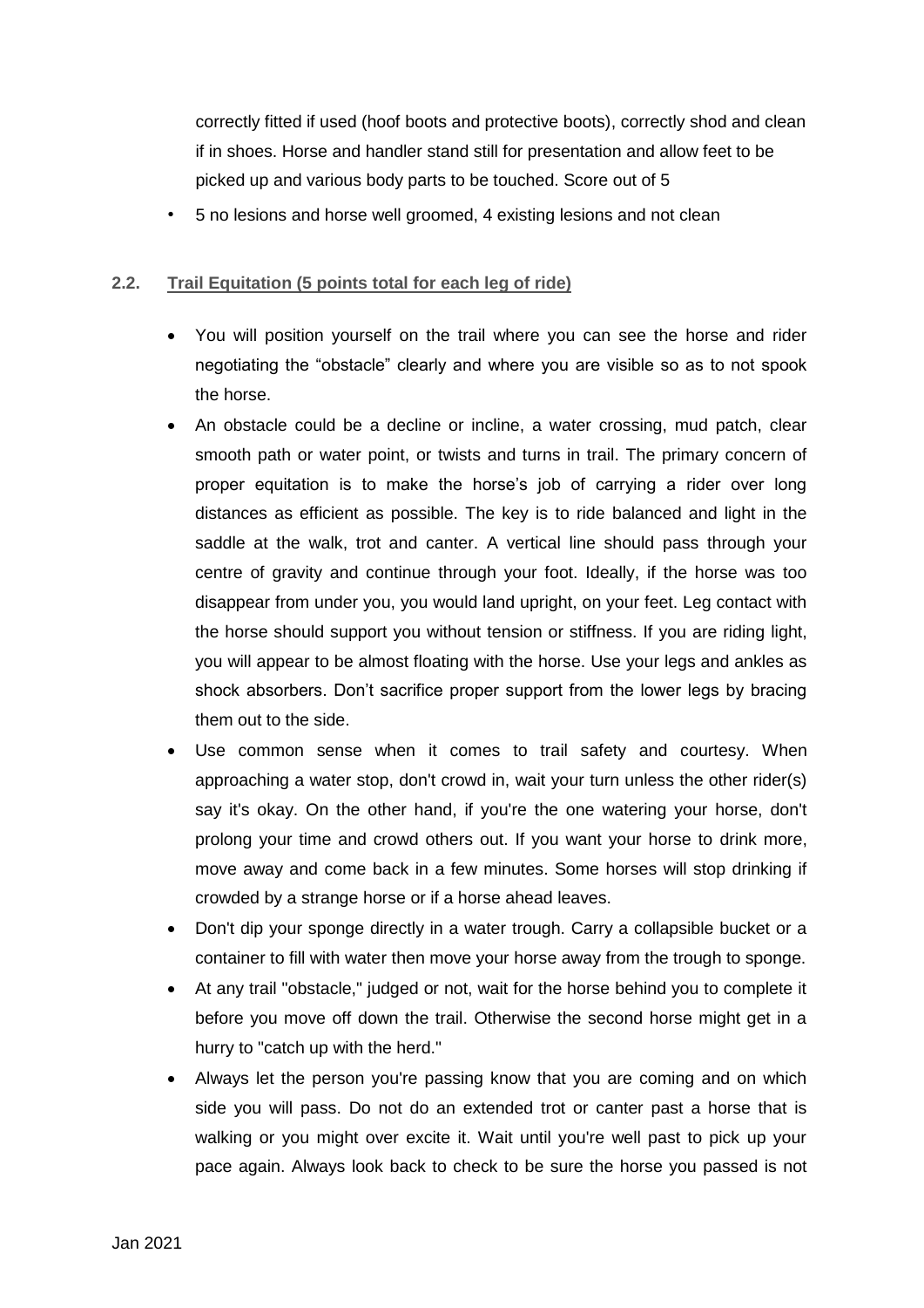correctly fitted if used (hoof boots and protective boots), correctly shod and clean if in shoes. Horse and handler stand still for presentation and allow feet to be picked up and various body parts to be touched. Score out of 5

- 5 no lesions and horse well groomed, 4 existing lesions and not clean

### 2.2. Trail Equitation (5 points total for each leg of ride)

- You will position yourself on the trail where you can see the horse and rider negotiating the "obstacle" clearly and where you are visible so as to not spook the horse.
- An obstacle could be a decline or incline, a water crossing, mud patch, clear smooth path or water point, or twists and turns in trail. The primary concern of proper equitation is to make the horse's job of carrying a rider over long distances as efficient as possible. The key is to ride balanced and light in the saddle at the walk, trot and canter. A vertical line should pass through your centre of gravity and continue through your foot. Ideally, if the horse was too disappear from under you, you would land upright, on your feet. Leg contact with the horse should support you without tension or stiffness. If you are riding light, you will appear to be almost floating with the horse. Use your legs and ankles as shock absorbers. Don't sacrifice proper support from the lower legs by bracing them out to the side.
- Use common sense when it comes to trail safety and courtesy. When approaching a water stop, don't crowd in, wait your turn unless the other rider(s) say it's okay. On the other hand, if you're the one watering your horse, don't prolong your time and crowd others out. If you want your horse to drink more, move away and come back in a few minutes. Some horses will stop drinking if crowded by a strange horse or if a horse ahead leaves.
- Don't dip your sponge directly in a water trough. Carry a collapsible bucket or a container to fill with water then move your horse away from the trough to sponge.
- At any trail "obstacle," judged or not, wait for the horse behind you to complete it before you move off down the trail. Otherwise the second horse might get in a hurry to "catch up with the herd."
- Always let the person you're passing know that you are coming and on which side you will pass. Do not do an extended trot or canter past a horse that is walking or you might over excite it. Wait until you're well past to pick up your pace again. Always look back to check to be sure the horse you passed is not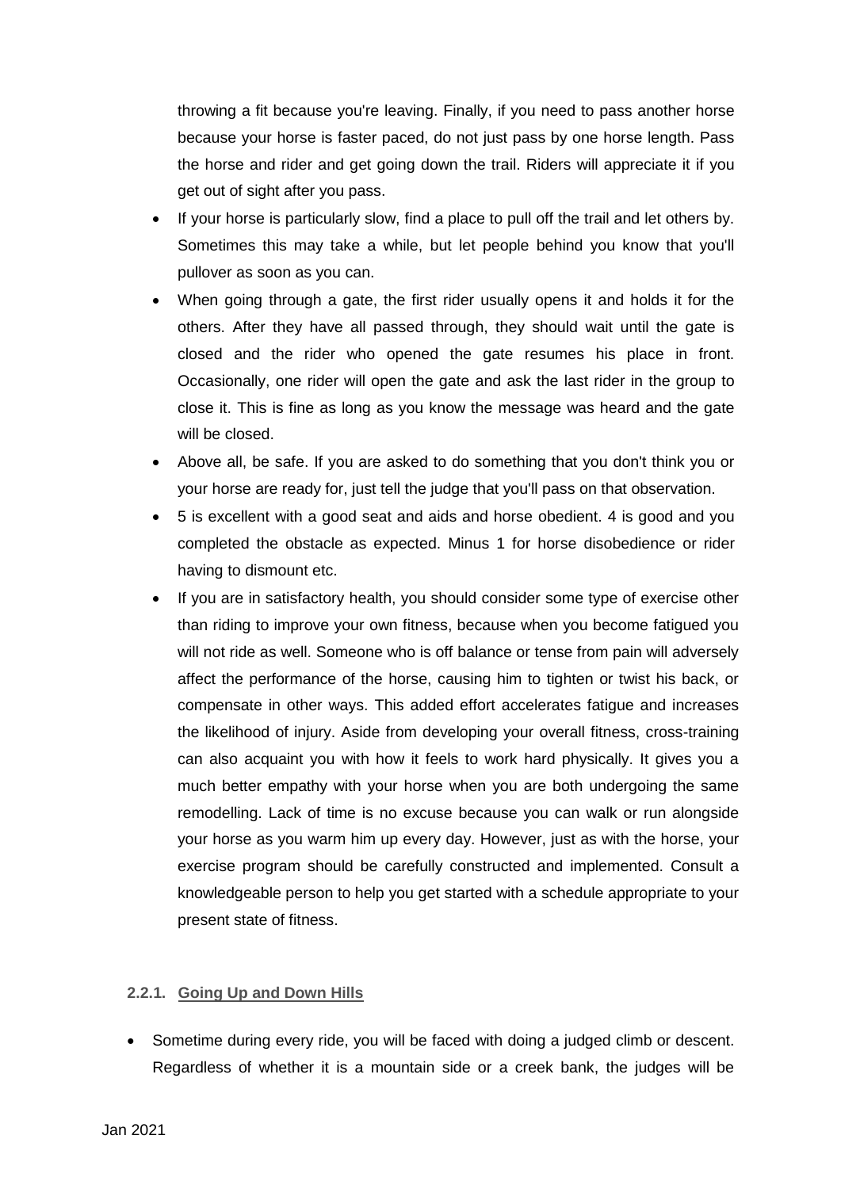throwing a fit because you're leaving. Finally, if you need to pass another horse because your horse is faster paced, do not just pass by one horse length. Pass the horse and rider and get going down the trail. Riders will appreciate it if you get out of sight after you pass.

- If your horse is particularly slow, find a place to pull off the trail and let others by. Sometimes this may take a while, but let people behind you know that you'll pullover as soon as you can.
- When going through a gate, the first rider usually opens it and holds it for the others. After they have all passed through, they should wait until the gate is closed and the rider who opened the gate resumes his place in front. Occasionally, one rider will open the gate and ask the last rider in the group to close it. This is fine as long as you know the message was heard and the gate will be closed.
- Above all, be safe. If you are asked to do something that you don't think you or your horse are ready for, just tell the judge that you'll pass on that observation.
- 5 is excellent with a good seat and aids and horse obedient. 4 is good and you completed the obstacle as expected. Minus 1 for horse disobedience or rider having to dismount etc.
- If you are in satisfactory health, you should consider some type of exercise other than riding to improve your own fitness, because when you become fatigued you will not ride as well. Someone who is off balance or tense from pain will adversely affect the performance of the horse, causing him to tighten or twist his back, or compensate in other ways. This added effort accelerates fatigue and increases the likelihood of injury. Aside from developing your overall fitness, cross-training can also acquaint you with how it feels to work hard physically. It gives you a much better empathy with your horse when you are both undergoing the same remodelling. Lack of time is no excuse because you can walk or run alongside your horse as you warm him up every day. However, just as with the horse, your exercise program should be carefully constructed and implemented. Consult a knowledgeable person to help you get started with a schedule appropriate to your present state of fitness.

### 2.2.1. Going Up and Down Hills

- Sometime during every ride, you will be faced with doing a judged climb or descent. Regardless of whether it is a mountain side or a creek bank, the judges will be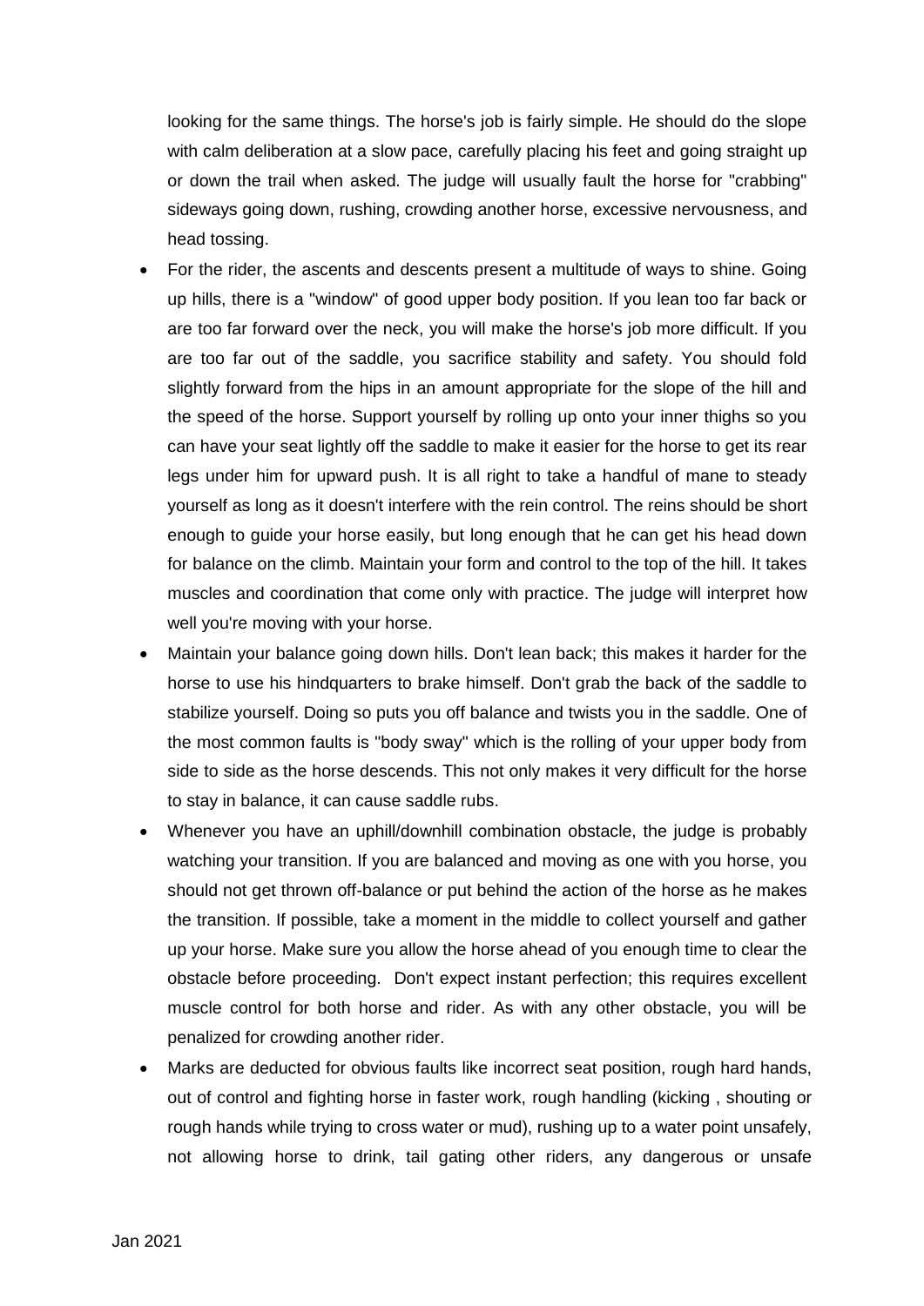looking for the same things. The horse's job is fairly simple. He should do the slope with calm deliberation at a slow pace, carefully placing his feet and going straight up or down the trail when asked. The judge will usually fault the horse for "crabbing" sideways going down, rushing, crowding another horse, excessive nervousness, and head tossing.

- For the rider, the ascents and descents present a multitude of ways to shine. Going up hills, there is a "window" of good upper body position. If you lean too far back or are too far forward over the neck, you will make the horse's job more difficult. If you are too far out of the saddle, you sacrifice stability and safety. You should fold slightly forward from the hips in an amount appropriate for the slope of the hill and the speed of the horse. Support yourself by rolling up onto your inner thighs so you can have your seat lightly off the saddle to make it easier for the horse to get its rear legs under him for upward push. It is all right to take a handful of mane to steady yourself as long as it doesn't interfere with the rein control. The reins should be short enough to guide your horse easily, but long enough that he can get his head down for balance on the climb. Maintain your form and control to the top of the hill. It takes muscles and coordination that come only with practice. The judge will interpret how well you're moving with your horse.
- Maintain your balance going down hills. Don't lean back; this makes it harder for the horse to use his hindquarters to brake himself. Don't grab the back of the saddle to stabilize yourself. Doing so puts you off balance and twists you in the saddle. One of the most common faults is "body sway" which is the rolling of your upper body from side to side as the horse descends. This not only makes it very difficult for the horse to stay in balance, it can cause saddle rubs.
- Whenever you have an uphill/downhill combination obstacle, the judge is probably watching your transition. If you are balanced and moving as one with you horse, you should not get thrown off-balance or put behind the action of the horse as he makes the transition. If possible, take a moment in the middle to collect yourself and gather up your horse. Make sure you allow the horse ahead of you enough time to clear the obstacle before proceeding. Don't expect instant perfection; this requires excellent muscle control for both horse and rider. As with any other obstacle, you will be penalized for crowding another rider.
- Marks are deducted for obvious faults like incorrect seat position, rough hard hands, out of control and fighting horse in faster work, rough handling (kicking , shouting or rough hands while trying to cross water or mud), rushing up to a water point unsafely, not allowing horse to drink, tail gating other riders, any dangerous or unsafe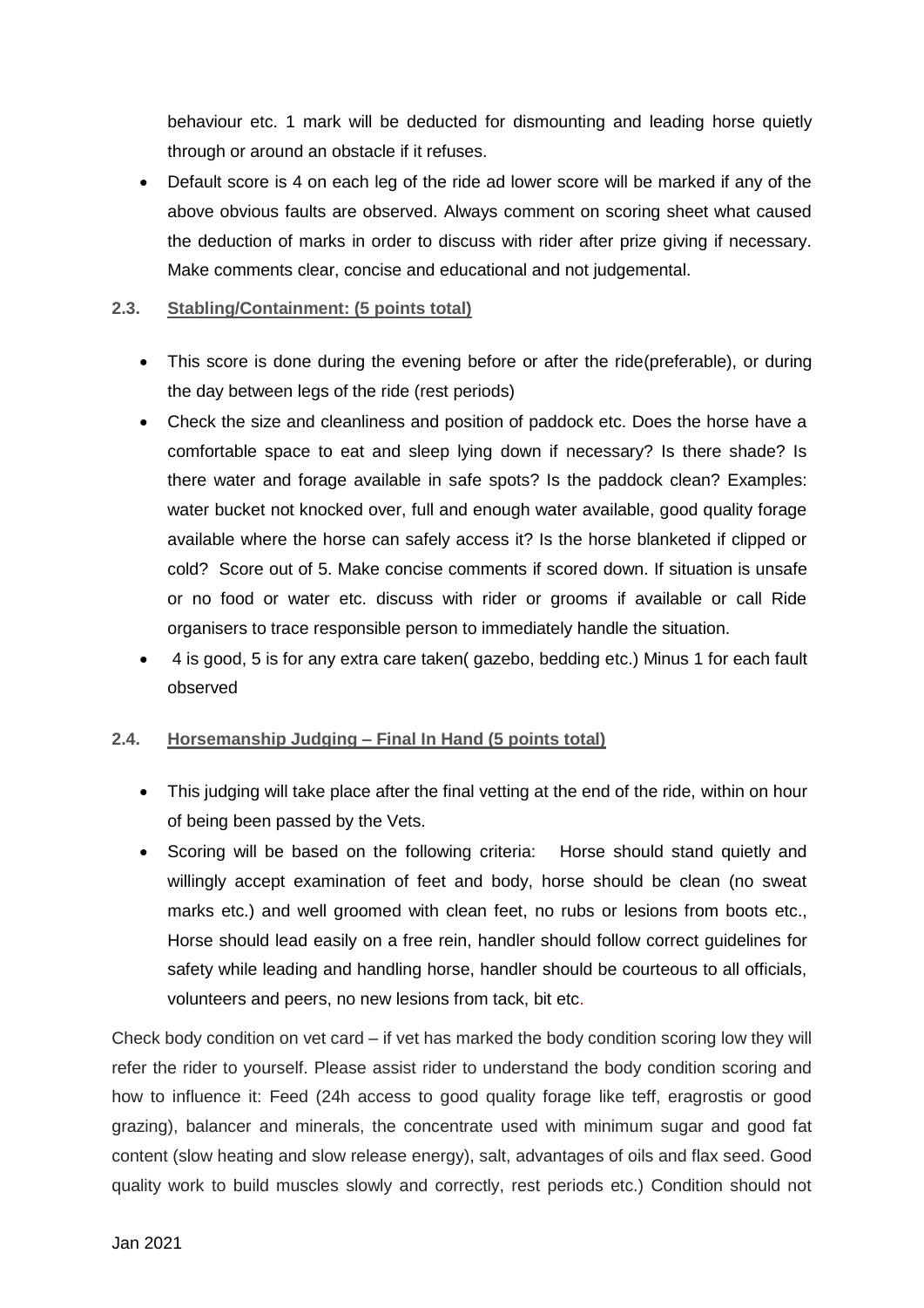behaviour etc. 1 mark will be deducted for dismounting and leading horse quietly through or around an obstacle if it refuses.

- Default score is 4 on each leg of the ride ad lower score will be marked if any of the above obvious faults are observed. Always comment on scoring sheet what caused the deduction of marks in order to discuss with rider after prize giving if necessary. Make comments clear, concise and educational and not judgemental.

### 2.3. Stabling/Containment: (5 points total)

- This score is done during the evening before or after the ride(preferable), or during the day between legs of the ride (rest periods)
- Check the size and cleanliness and position of paddock etc. Does the horse have a comfortable space to eat and sleep lying down if necessary? Is there shade? Is there water and forage available in safe spots? Is the paddock clean? Examples: water bucket not knocked over, full and enough water available, good quality forage available where the horse can safely access it? Is the horse blanketed if clipped or cold? Score out of 5. Make concise comments if scored down. If situation is unsafe or no food or water etc. discuss with rider or grooms if available or call Ride organisers to trace responsible person to immediately handle the situation.
- 4 is good, 5 is for any extra care taken( gazebo, bedding etc.) Minus 1 for each fault observed

### 2.4. Horsemanship Judging – Final In Hand (5 points total)

- This judging will take place after the final vetting at the end of the ride, within on hour of being been passed by the Vets.
- Scoring will be based on the following criteria: Horse should stand quietly and willingly accept examination of feet and body, horse should be clean (no sweat marks etc.) and well groomed with clean feet, no rubs or lesions from boots etc., Horse should lead easily on a free rein, handler should follow correct guidelines for safety while leading and handling horse, handler should be courteous to all officials, volunteers and peers, no new lesions from tack, bit etc.

Check body condition on vet card – if vet has marked the body condition scoring low they will refer the rider to yourself. Please assist rider to understand the body condition scoring and how to influence it: Feed (24h access to good quality forage like teff, eragrostis or good grazing), balancer and minerals, the concentrate used with minimum sugar and good fat content (slow heating and slow release energy), salt, advantages of oils and flax seed. Good quality work to build muscles slowly and correctly, rest periods etc.) Condition should not

Jan 2021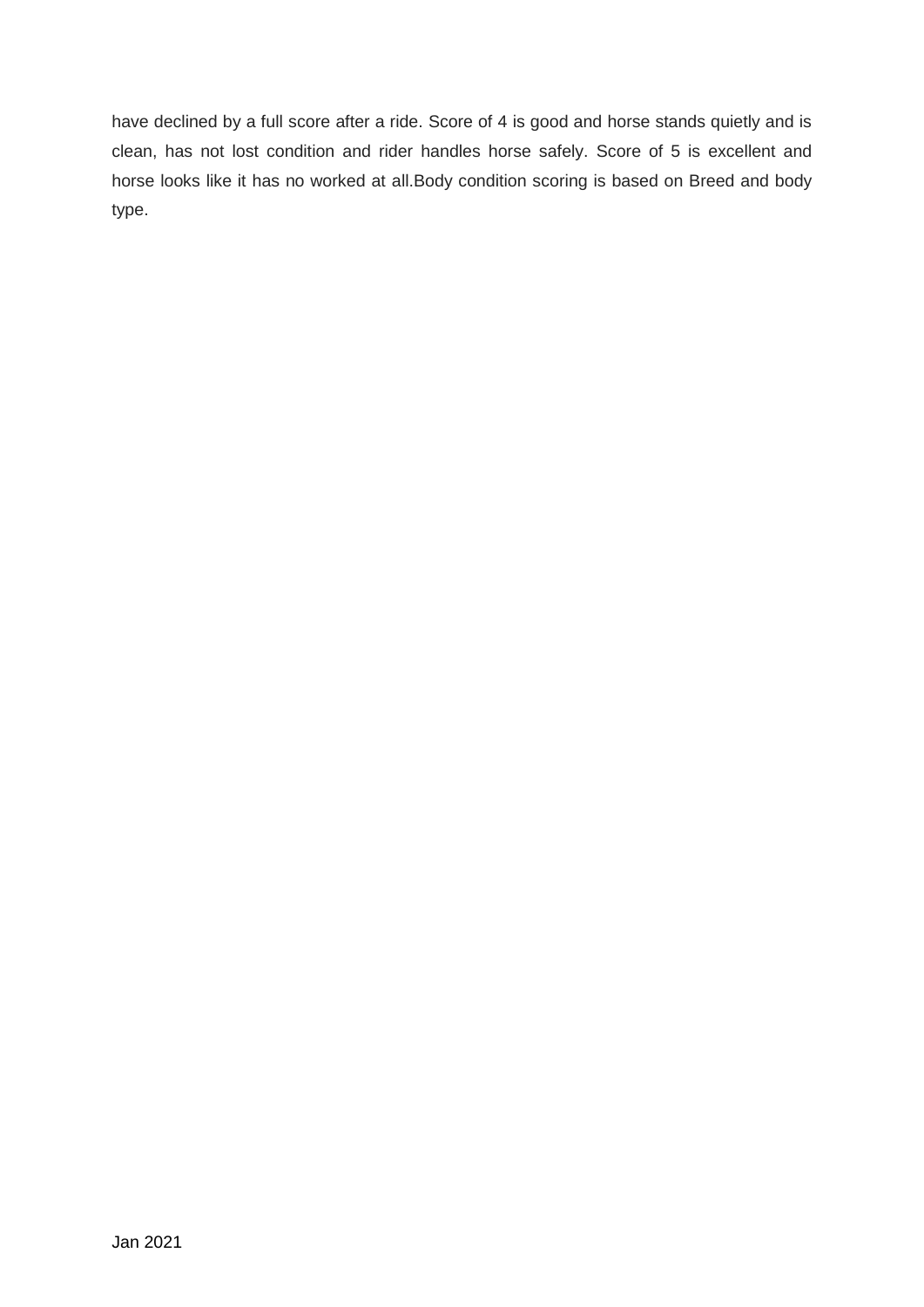have declined by a full score after a ride. Score of 4 is good and horse stands quietly and is clean, has not lost condition and rider handles horse safely. Score of 5 is excellent and horse looks like it has no worked at all.Body condition scoring is based on Breed and body type.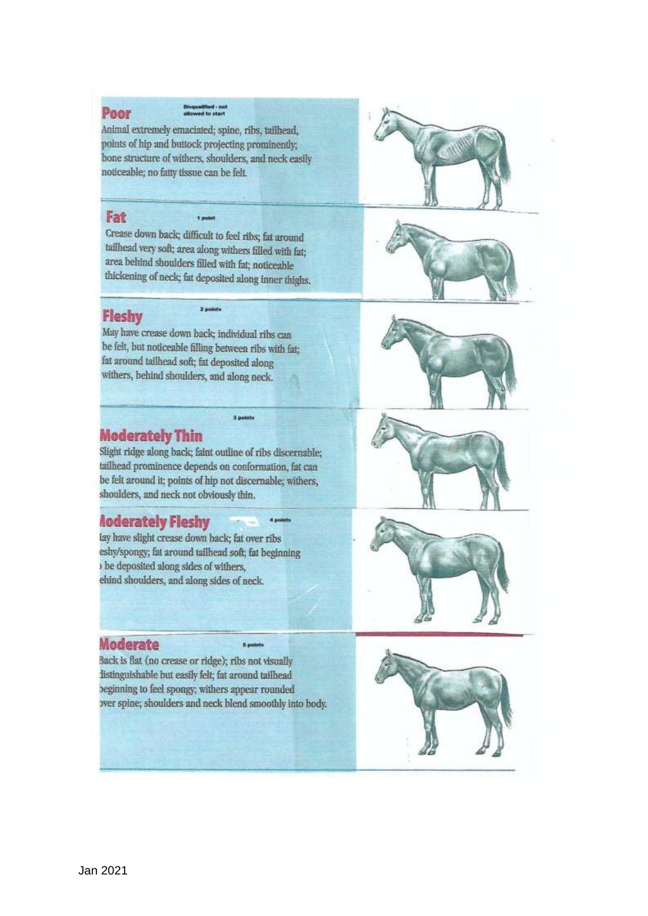## Poor

Disqualified - not allowed to start

Animal extremely emaciated; spine, ribs, tailhead, points of hip and buttock projecting prominently; bone structure of withers, shoulders, and neck easily noticeable; no fatty tissue can be felt.

## Fat

1 point

Crease down back; difficult to feel ribs; fat around tailhead very soft; area along withers filled with fat; area behind shoulders filled with fat; noticeable thickening of neck; fat deposited along inner thighs.

## Fleshy

2 points

May have crease down back; individual ribs can be felt, but noticeable filling between ribs with fat; fat around tailhead soft; fat deposited along withers, behind shoulders, and along neck.

## Moderately Thin

3 points

Slight ridge along back; faint outline of ribs discernable; tailhead prominence depends on conformation, fat can be felt around it; points of hip not discernable; withers, shoulders, and neck not obviously thin.

## Moderately Fleshy

4 points

May have slight crease down back; fat over ribs fleshy/spongy; fat around tailhead soft; fat beginning to be deposited along sides of withers, behind shoulders, and along sides of neck.

## Moderate

5 points

Back is flat (no crease or ridge); ribs not visually distinguishable but easily felt; fat around tailhead beginning to feel spongy; withers appear rounded over spine; shoulders and neck blend smoothly into body.

Jan 2021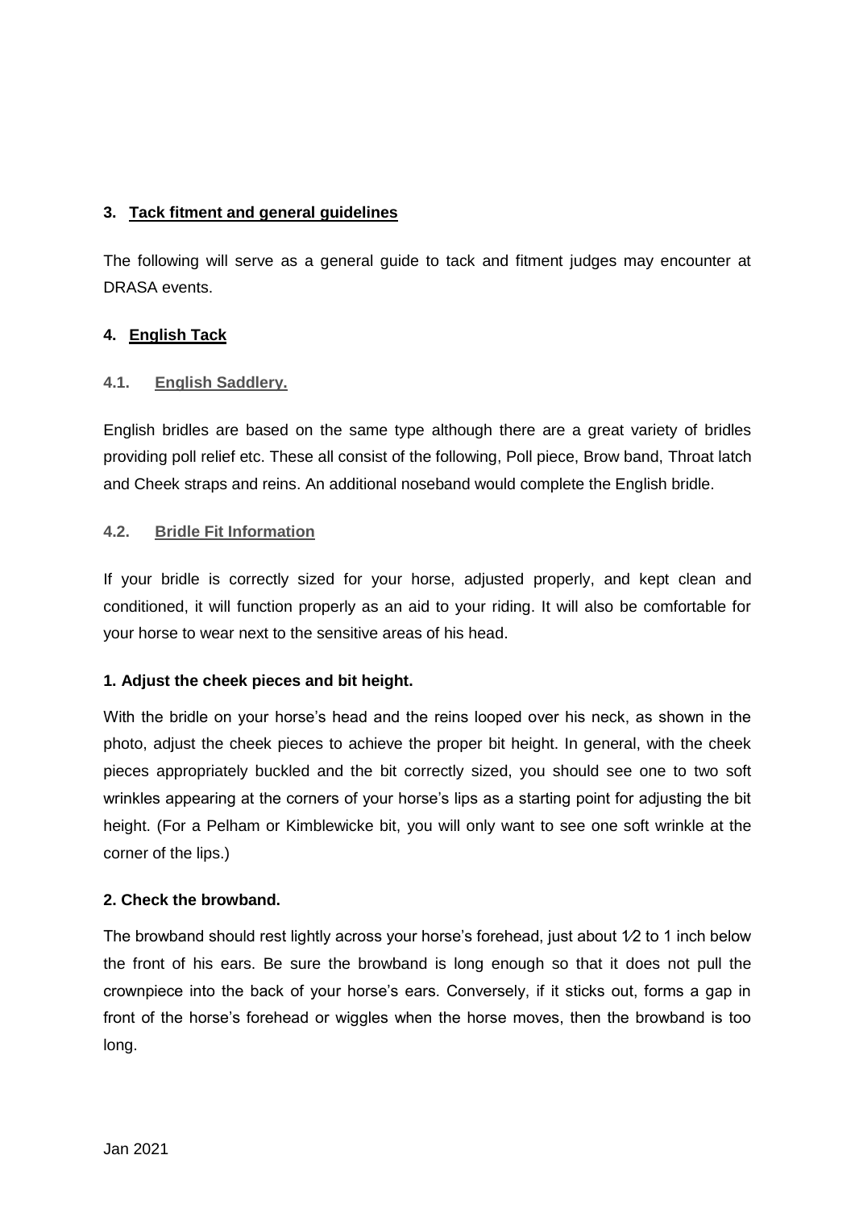## 3. Tack fitment and general guidelines

The following will serve as a general guide to tack and fitment judges may encounter at DRASA events.

## 4. English Tack

### 4.1. English Saddlery.

English bridles are based on the same type although there are a great variety of bridles providing poll relief etc. These all consist of the following, Poll piece, Brow band, Throat latch and Cheek straps and reins. An additional noseband would complete the English bridle.

### 4.2. Bridle Fit Information

If your bridle is correctly sized for your horse, adjusted properly, and kept clean and conditioned, it will function properly as an aid to your riding. It will also be comfortable for your horse to wear next to the sensitive areas of his head.

**1. Adjust the cheek pieces and bit height.**

With the bridle on your horse's head and the reins looped over his neck, as shown in the photo, adjust the cheek pieces to achieve the proper bit height. In general, with the cheek pieces appropriately buckled and the bit correctly sized, you should see one to two soft wrinkles appearing at the corners of your horse's lips as a starting point for adjusting the bit height. (For a Pelham or Kimblewicke bit, you will only want to see one soft wrinkle at the corner of the lips.)

**2. Check the browband.**

The browband should rest lightly across your horse's forehead, just about 1⁄2 to 1 inch below the front of his ears. Be sure the browband is long enough so that it does not pull the crownpiece into the back of your horse's ears. Conversely, if it sticks out, forms a gap in front of the horse's forehead or wiggles when the horse moves, then the browband is too long.

Jan 2021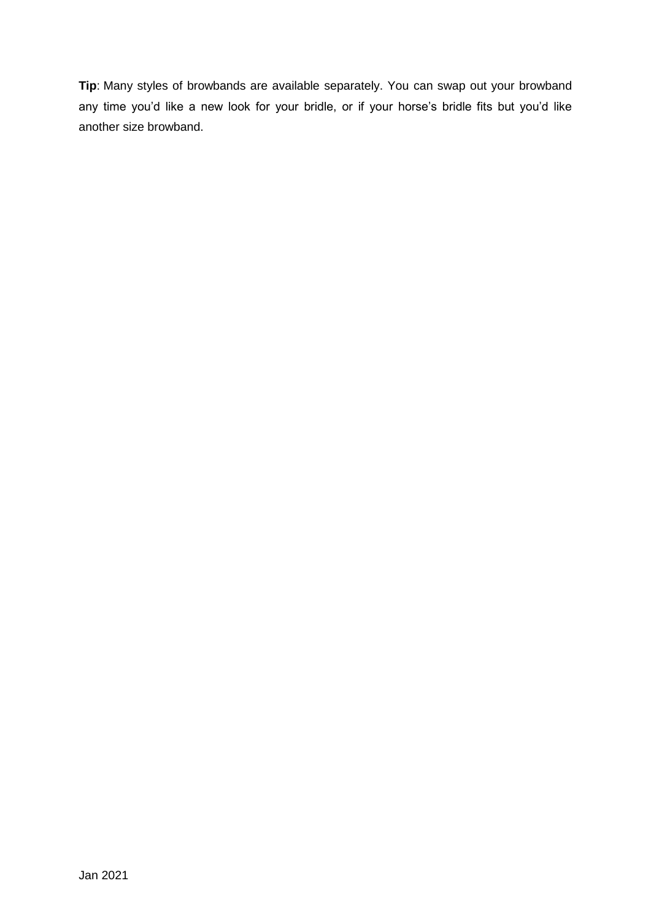**Tip**: Many styles of browbands are available separately. You can swap out your browband any time you'd like a new look for your bridle, or if your horse's bridle fits but you'd like another size browband.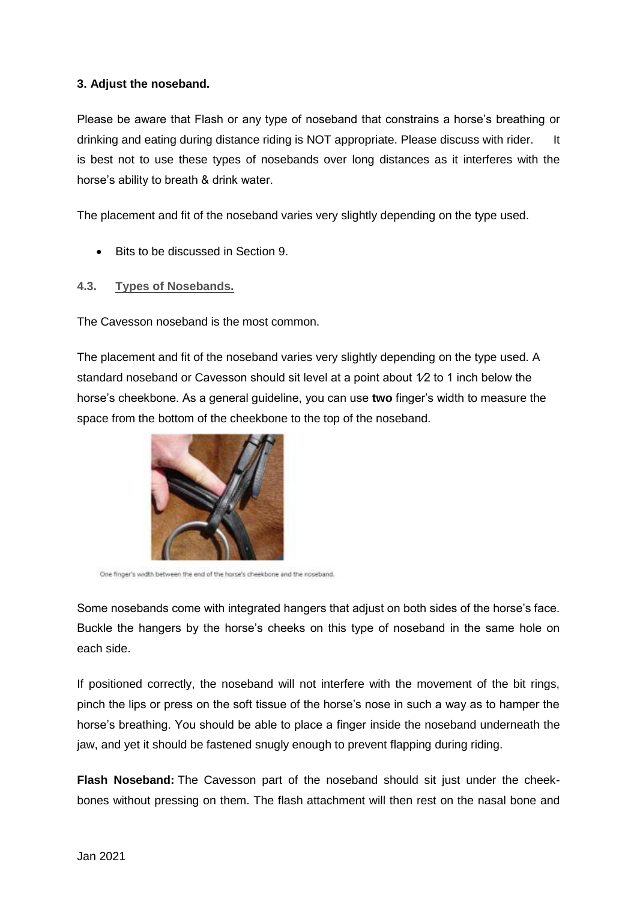**3. Adjust the noseband.**

Please be aware that Flash or any type of noseband that constrains a horse's breathing or drinking and eating during distance riding is NOT appropriate. Please discuss with rider. It is best not to use these types of nosebands over long distances as it interferes with the horse's ability to breath & drink water.

The placement and fit of the noseband varies very slightly depending on the type used.

- Bits to be discussed in Section 9.

### 4.3. Types of Nosebands.

The Cavesson noseband is the most common.

The placement and fit of the noseband varies very slightly depending on the type used. A standard noseband or Cavesson should sit level at a point about 1⁄2 to 1 inch below the horse's cheekbone. As a general guideline, you can use **two** finger's width to measure the space from the bottom of the cheekbone to the top of the noseband.

One finger's width between the end of the horse's cheekbone and the noseband.

Some nosebands come with integrated hangers that adjust on both sides of the horse's face. Buckle the hangers by the horse's cheeks on this type of noseband in the same hole on each side.

If positioned correctly, the noseband will not interfere with the movement of the bit rings, pinch the lips or press on the soft tissue of the horse's nose in such a way as to hamper the horse's breathing. You should be able to place a finger inside the noseband underneath the jaw, and yet it should be fastened snugly enough to prevent flapping during riding.

**Flash Noseband:** The Cavesson part of the noseband should sit just under the cheek-bones without pressing on them. The flash attachment will then rest on the nasal bone and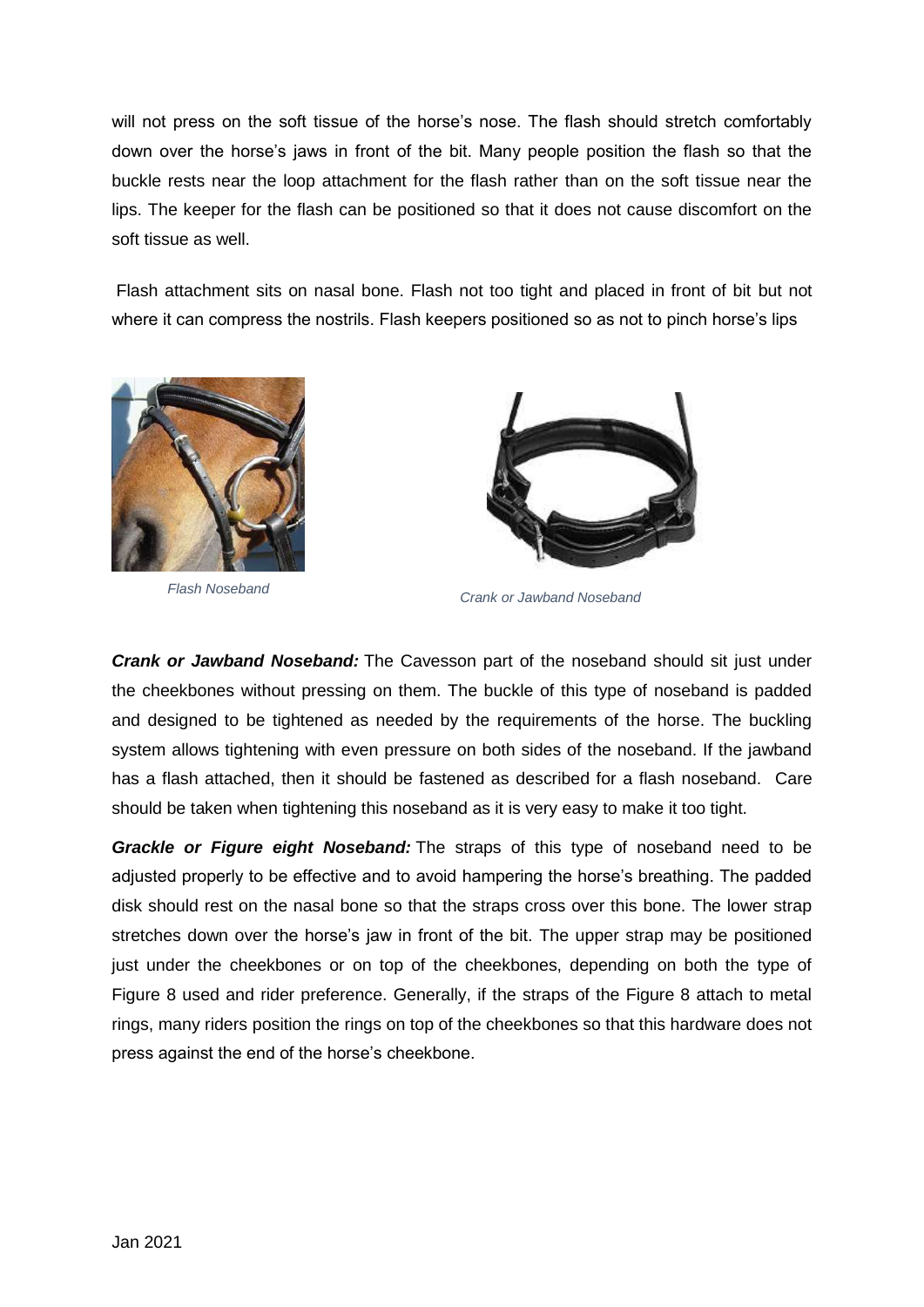will not press on the soft tissue of the horse's nose. The flash should stretch comfortably down over the horse's jaws in front of the bit. Many people position the flash so that the buckle rests near the loop attachment for the flash rather than on the soft tissue near the lips. The keeper for the flash can be positioned so that it does not cause discomfort on the soft tissue as well.

Flash attachment sits on nasal bone. Flash not too tight and placed in front of bit but not where it can compress the nostrils. Flash keepers positioned so as not to pinch horse's lips

*Flash Noseband*

*Crank or Jawband Noseband*

***Crank or Jawband Noseband:*** The Cavesson part of the noseband should sit just under the cheekbones without pressing on them. The buckle of this type of noseband is padded and designed to be tightened as needed by the requirements of the horse. The buckling system allows tightening with even pressure on both sides of the noseband. If the jawband has a flash attached, then it should be fastened as described for a flash noseband. Care should be taken when tightening this noseband as it is very easy to make it too tight.

***Grackle or Figure eight Noseband:*** The straps of this type of noseband need to be adjusted properly to be effective and to avoid hampering the horse's breathing. The padded disk should rest on the nasal bone so that the straps cross over this bone. The lower strap stretches down over the horse's jaw in front of the bit. The upper strap may be positioned just under the cheekbones or on top of the cheekbones, depending on both the type of Figure 8 used and rider preference. Generally, if the straps of the Figure 8 attach to metal rings, many riders position the rings on top of the cheekbones so that this hardware does not press against the end of the horse's cheekbone.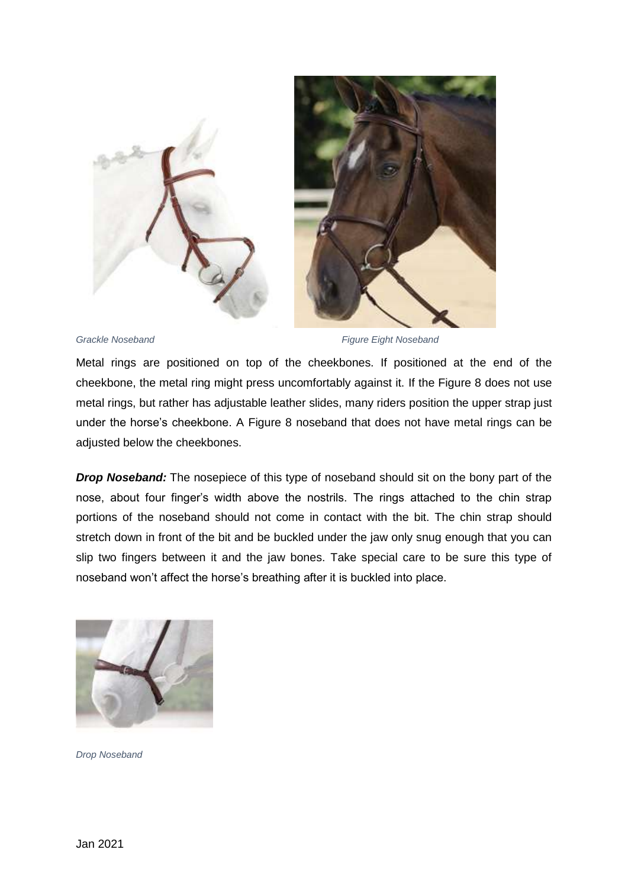*Grackle Noseband* *Figure Eight Noseband*

Metal rings are positioned on top of the cheekbones. If positioned at the end of the cheekbone, the metal ring might press uncomfortably against it. If the Figure 8 does not use metal rings, but rather has adjustable leather slides, many riders position the upper strap just under the horse's cheekbone. A Figure 8 noseband that does not have metal rings can be adjusted below the cheekbones.

***Drop Noseband:*** The nosepiece of this type of noseband should sit on the bony part of the nose, about four finger's width above the nostrils. The rings attached to the chin strap portions of the noseband should not come in contact with the bit. The chin strap should stretch down in front of the bit and be buckled under the jaw only snug enough that you can slip two fingers between it and the jaw bones. Take special care to be sure this type of noseband won't affect the horse's breathing after it is buckled into place.

*Drop Noseband*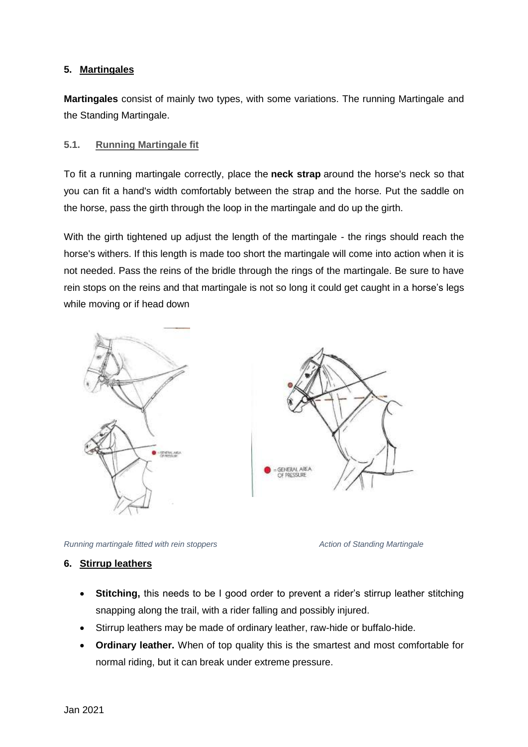## 5. Martingales

**Martingales** consist of mainly two types, with some variations. The running Martingale and the Standing Martingale.

### 5.1. Running Martingale fit

To fit a running martingale correctly, place the **neck strap** around the horse's neck so that you can fit a hand's width comfortably between the strap and the horse. Put the saddle on the horse, pass the girth through the loop in the martingale and do up the girth.

With the girth tightened up adjust the length of the martingale - the rings should reach the horse's withers. If this length is made too short the martingale will come into action when it is not needed. Pass the reins of the bridle through the rings of the martingale. Be sure to have rein stops on the reins and that martingale is not so long it could get caught in a horse's legs while moving or if head down

*Running martingale fitted with rein stoppers*

*Action of Standing Martingale*

## 6. Stirrup leathers

- **Stitching,** this needs to be I good order to prevent a rider's stirrup leather stitching snapping along the trail, with a rider falling and possibly injured.
- Stirrup leathers may be made of ordinary leather, raw-hide or buffalo-hide.
- **Ordinary leather.** When of top quality this is the smartest and most comfortable for normal riding, but it can break under extreme pressure.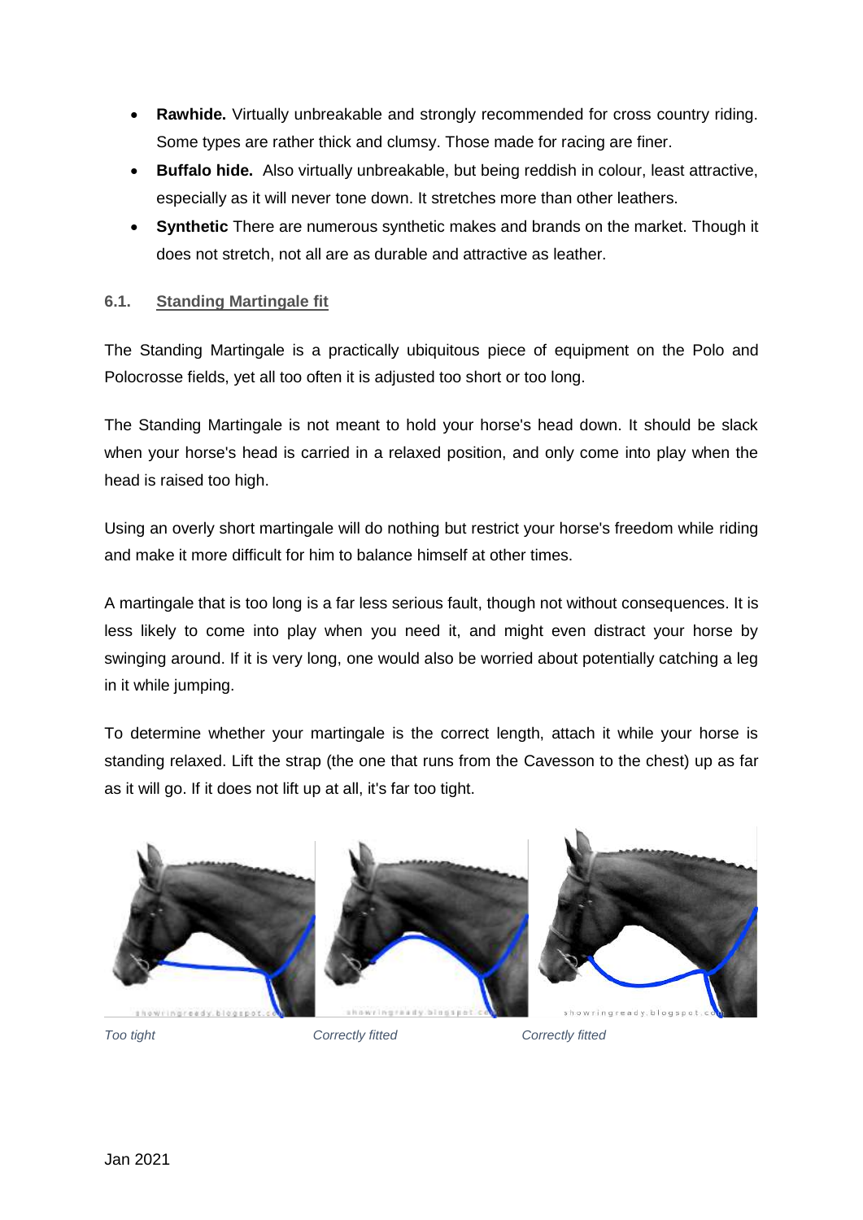- **Rawhide.** Virtually unbreakable and strongly recommended for cross country riding. Some types are rather thick and clumsy. Those made for racing are finer.
- **Buffalo hide.** Also virtually unbreakable, but being reddish in colour, least attractive, especially as it will never tone down. It stretches more than other leathers.
- **Synthetic** There are numerous synthetic makes and brands on the market. Though it does not stretch, not all are as durable and attractive as leather.

### 6.1. Standing Martingale fit

The Standing Martingale is a practically ubiquitous piece of equipment on the Polo and Polocrosse fields, yet all too often it is adjusted too short or too long.

The Standing Martingale is not meant to hold your horse's head down. It should be slack when your horse's head is carried in a relaxed position, and only come into play when the head is raised too high.

Using an overly short martingale will do nothing but restrict your horse's freedom while riding and make it more difficult for him to balance himself at other times.

A martingale that is too long is a far less serious fault, though not without consequences. It is less likely to come into play when you need it, and might even distract your horse by swinging around. If it is very long, one would also be worried about potentially catching a leg in it while jumping.

To determine whether your martingale is the correct length, attach it while your horse is standing relaxed. Lift the strap (the one that runs from the Cavesson to the chest) up as far as it will go. If it does not lift up at all, it's far too tight.

*Too tight* *Correctly fitted* *Correctly fitted*

Jan 2021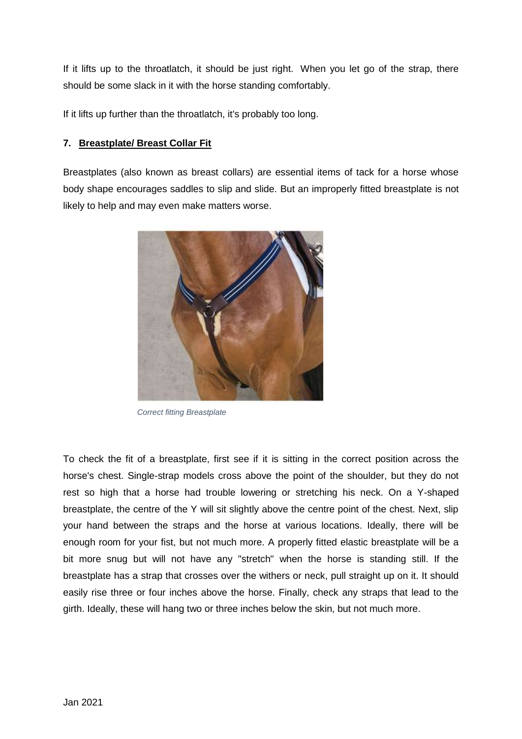If it lifts up to the throatlatch, it should be just right. When you let go of the strap, there should be some slack in it with the horse standing comfortably.

If it lifts up further than the throatlatch, it's probably too long.

### 7. **Breastplate/ Breast Collar Fit**

Breastplates (also known as breast collars) are essential items of tack for a horse whose body shape encourages saddles to slip and slide. But an improperly fitted breastplate is not likely to help and may even make matters worse.

*Correct fitting Breastplate*

To check the fit of a breastplate, first see if it is sitting in the correct position across the horse's chest. Single-strap models cross above the point of the shoulder, but they do not rest so high that a horse had trouble lowering or stretching his neck. On a Y-shaped breastplate, the centre of the Y will sit slightly above the centre point of the chest. Next, slip your hand between the straps and the horse at various locations. Ideally, there will be enough room for your fist, but not much more. A properly fitted elastic breastplate will be a bit more snug but will not have any "stretch" when the horse is standing still. If the breastplate has a strap that crosses over the withers or neck, pull straight up on it. It should easily rise three or four inches above the horse. Finally, check any straps that lead to the girth. Ideally, these will hang two or three inches below the skin, but not much more.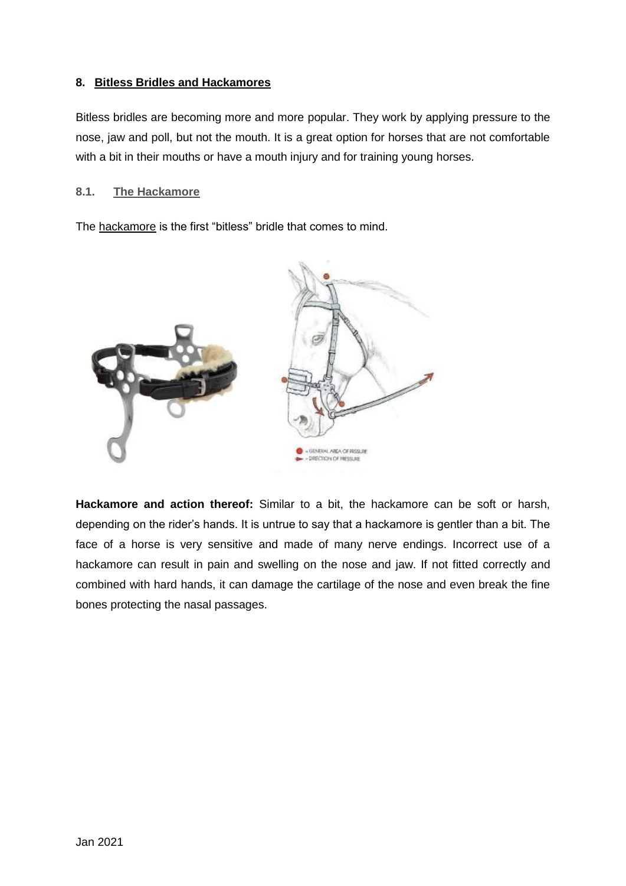## 8. Bitless Bridles and Hackamores

Bitless bridles are becoming more and more popular. They work by applying pressure to the nose, jaw and poll, but not the mouth. It is a great option for horses that are not comfortable with a bit in their mouths or have a mouth injury and for training young horses.

### 8.1. The Hackamore

The hackamore is the first "bitless" bridle that comes to mind.

**Hackamore and action thereof:** Similar to a bit, the hackamore can be soft or harsh, depending on the rider's hands. It is untrue to say that a hackamore is gentler than a bit. The face of a horse is very sensitive and made of many nerve endings. Incorrect use of a hackamore can result in pain and swelling on the nose and jaw. If not fitted correctly and combined with hard hands, it can damage the cartilage of the nose and even break the fine bones protecting the nasal passages.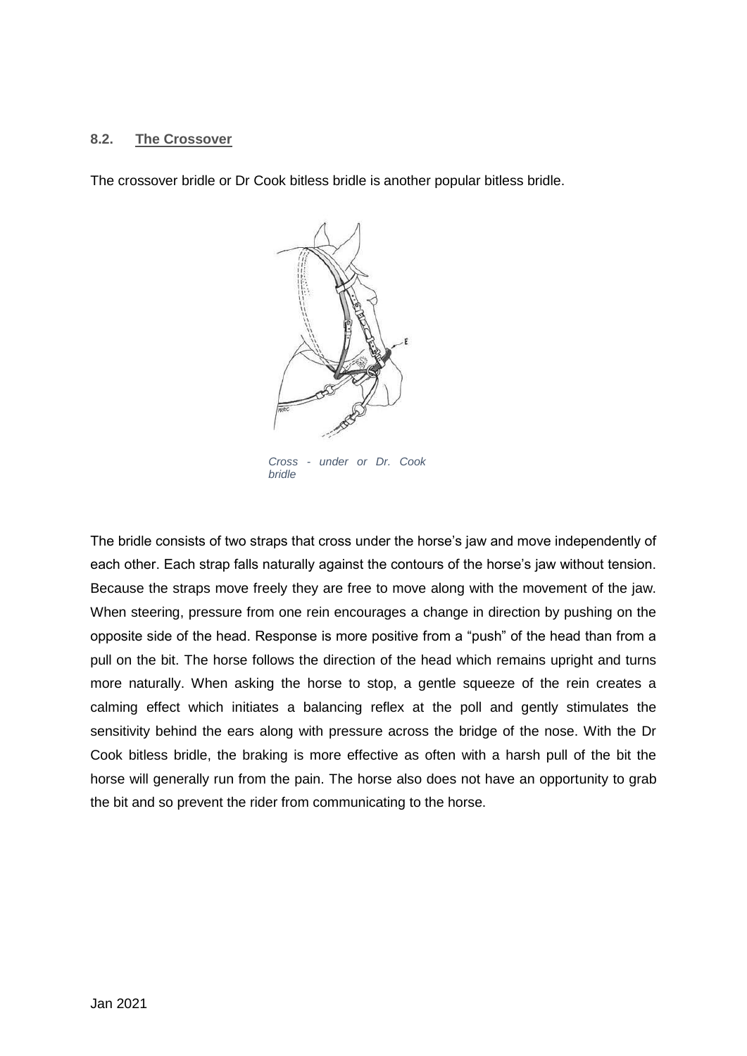### 8.2. The Crossover

The crossover bridle or Dr Cook bitless bridle is another popular bitless bridle.

*Cross - under or Dr. Cook bridle*

The bridle consists of two straps that cross under the horse's jaw and move independently of each other. Each strap falls naturally against the contours of the horse's jaw without tension. Because the straps move freely they are free to move along with the movement of the jaw. When steering, pressure from one rein encourages a change in direction by pushing on the opposite side of the head. Response is more positive from a "push" of the head than from a pull on the bit. The horse follows the direction of the head which remains upright and turns more naturally. When asking the horse to stop, a gentle squeeze of the rein creates a calming effect which initiates a balancing reflex at the poll and gently stimulates the sensitivity behind the ears along with pressure across the bridge of the nose. With the Dr Cook bitless bridle, the braking is more effective as often with a harsh pull of the bit the horse will generally run from the pain. The horse also does not have an opportunity to grab the bit and so prevent the rider from communicating to the horse.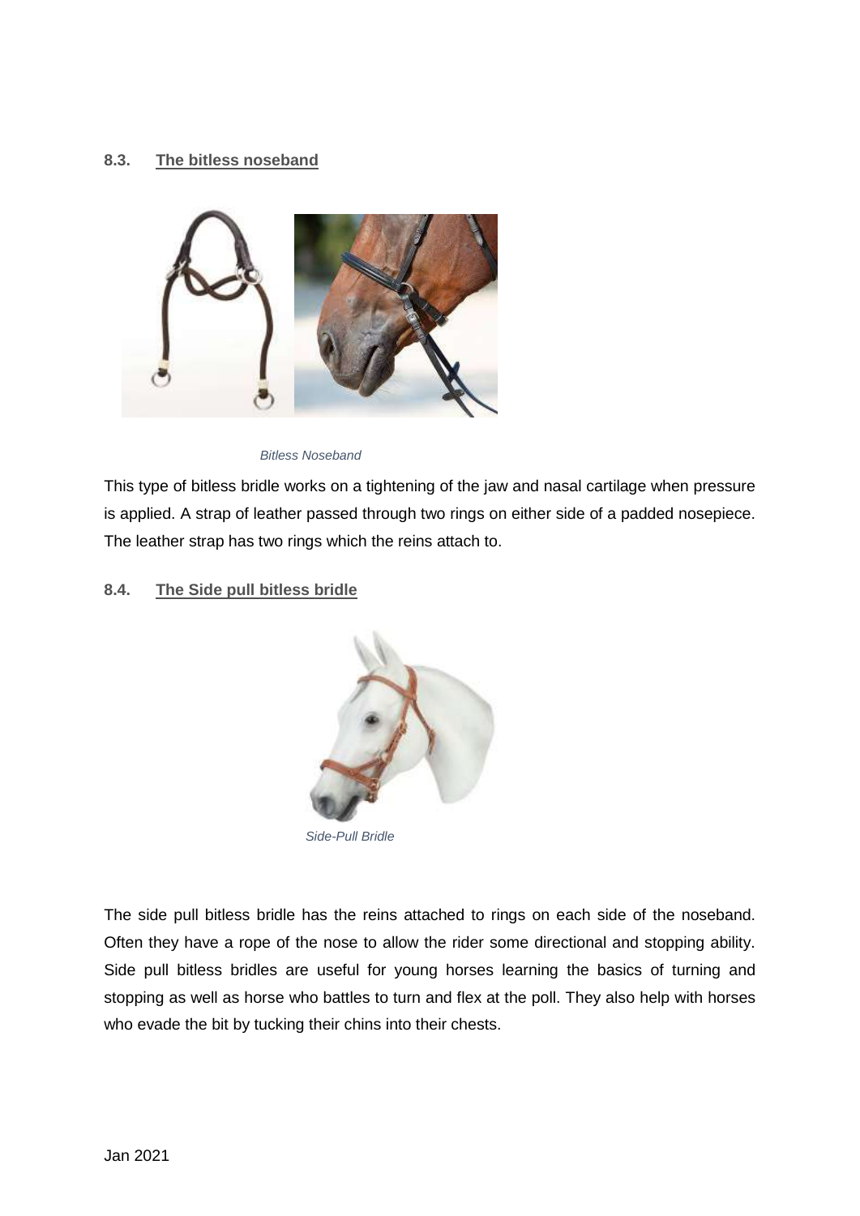### 8.3. The bitless noseband

*Bitless Noseband*

This type of bitless bridle works on a tightening of the jaw and nasal cartilage when pressure is applied. A strap of leather passed through two rings on either side of a padded nosepiece. The leather strap has two rings which the reins attach to.

### 8.4. The Side pull bitless bridle

*Side-Pull Bridle*

The side pull bitless bridle has the reins attached to rings on each side of the noseband. Often they have a rope of the nose to allow the rider some directional and stopping ability. Side pull bitless bridles are useful for young horses learning the basics of turning and stopping as well as horse who battles to turn and flex at the poll. They also help with horses who evade the bit by tucking their chins into their chests.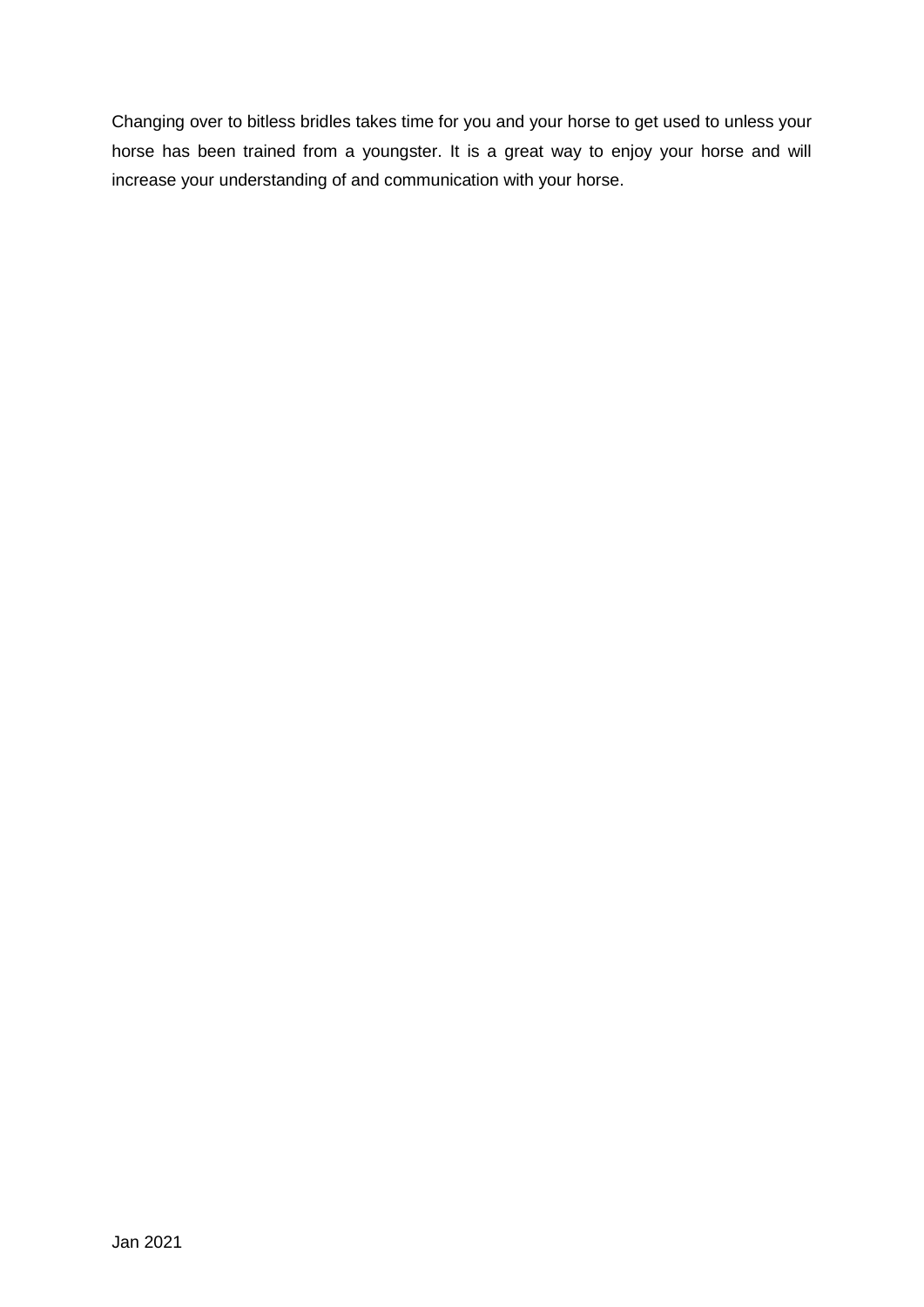Changing over to bitless bridles takes time for you and your horse to get used to unless your horse has been trained from a youngster. It is a great way to enjoy your horse and will increase your understanding of and communication with your horse.

Jan 2021